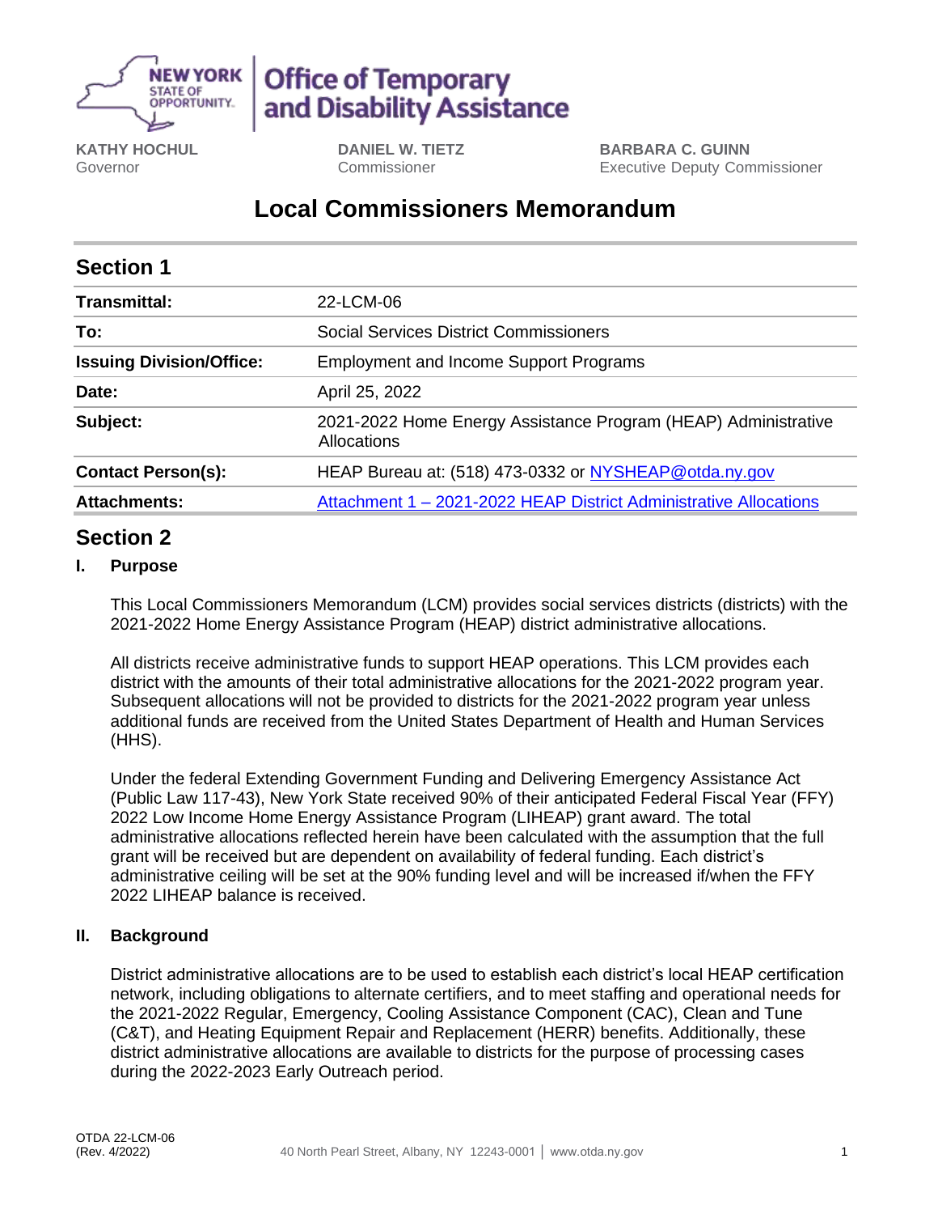**NEW YORK STATE OF OPPORTUNITY** | **Office of Temporary and Disability Assistance**

**KATHY HOCHUL**
Governor

**DANIEL W. TIETZ**
Commissioner

**BARBARA C. GUINN**
Executive Deputy Commissioner

# Local Commissioners Memorandum

## Section 1

| | |
|---|---|
| **Transmittal:** | 22-LCM-06 |
| **To:** | Social Services District Commissioners |
| **Issuing Division/Office:** | Employment and Income Support Programs |
| **Date:** | April 25, 2022 |
| **Subject:** | 2021-2022 Home Energy Assistance Program (HEAP) Administrative Allocations |
| **Contact Person(s):** | HEAP Bureau at: (518) 473-0332 or NYSHEAP@otda.ny.gov |
| **Attachments:** | Attachment 1 – 2021-2022 HEAP District Administrative Allocations |

## Section 2

### I. Purpose

This Local Commissioners Memorandum (LCM) provides social services districts (districts) with the 2021-2022 Home Energy Assistance Program (HEAP) district administrative allocations.

All districts receive administrative funds to support HEAP operations. This LCM provides each district with the amounts of their total administrative allocations for the 2021-2022 program year. Subsequent allocations will not be provided to districts for the 2021-2022 program year unless additional funds are received from the United States Department of Health and Human Services (HHS).

Under the federal Extending Government Funding and Delivering Emergency Assistance Act (Public Law 117-43), New York State received 90% of their anticipated Federal Fiscal Year (FFY) 2022 Low Income Home Energy Assistance Program (LIHEAP) grant award. The total administrative allocations reflected herein have been calculated with the assumption that the full grant will be received but are dependent on availability of federal funding. Each district's administrative ceiling will be set at the 90% funding level and will be increased if/when the FFY 2022 LIHEAP balance is received.

### II. Background

District administrative allocations are to be used to establish each district's local HEAP certification network, including obligations to alternate certifiers, and to meet staffing and operational needs for the 2021-2022 Regular, Emergency, Cooling Assistance Component (CAC), Clean and Tune (C&T), and Heating Equipment Repair and Replacement (HERR) benefits. Additionally, these district administrative allocations are available to districts for the purpose of processing cases during the 2022-2023 Early Outreach period.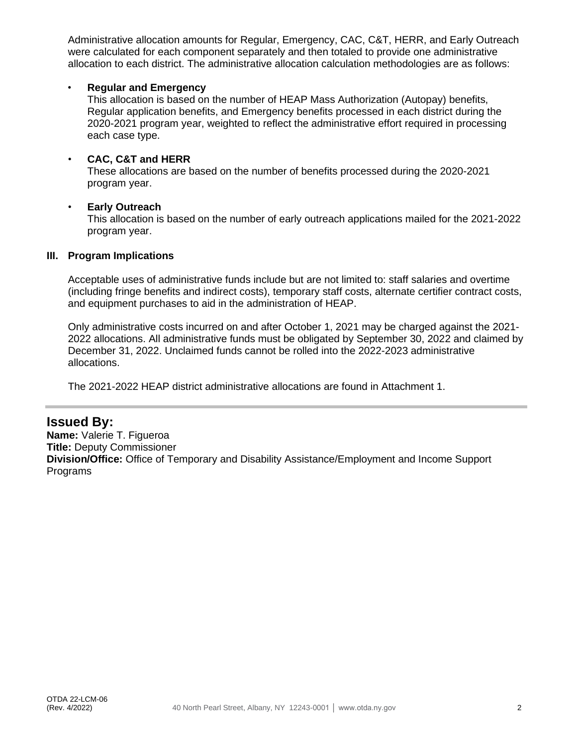Administrative allocation amounts for Regular, Emergency, CAC, C&T, HERR, and Early Outreach were calculated for each component separately and then totaled to provide one administrative allocation to each district. The administrative allocation calculation methodologies are as follows:

- **Regular and Emergency**
  This allocation is based on the number of HEAP Mass Authorization (Autopay) benefits, Regular application benefits, and Emergency benefits processed in each district during the 2020-2021 program year, weighted to reflect the administrative effort required in processing each case type.

- **CAC, C&T and HERR**
  These allocations are based on the number of benefits processed during the 2020-2021 program year.

- **Early Outreach**
  This allocation is based on the number of early outreach applications mailed for the 2021-2022 program year.

## III. Program Implications

Acceptable uses of administrative funds include but are not limited to: staff salaries and overtime (including fringe benefits and indirect costs), temporary staff costs, alternate certifier contract costs, and equipment purchases to aid in the administration of HEAP.

Only administrative costs incurred on and after October 1, 2021 may be charged against the 2021-2022 allocations. All administrative funds must be obligated by September 30, 2022 and claimed by December 31, 2022. Unclaimed funds cannot be rolled into the 2022-2023 administrative allocations.

The 2021-2022 HEAP district administrative allocations are found in Attachment 1.

---

## Issued By:

**Name:** Valerie T. Figueroa
**Title:** Deputy Commissioner
**Division/Office:** Office of Temporary and Disability Assistance/Employment and Income Support Programs